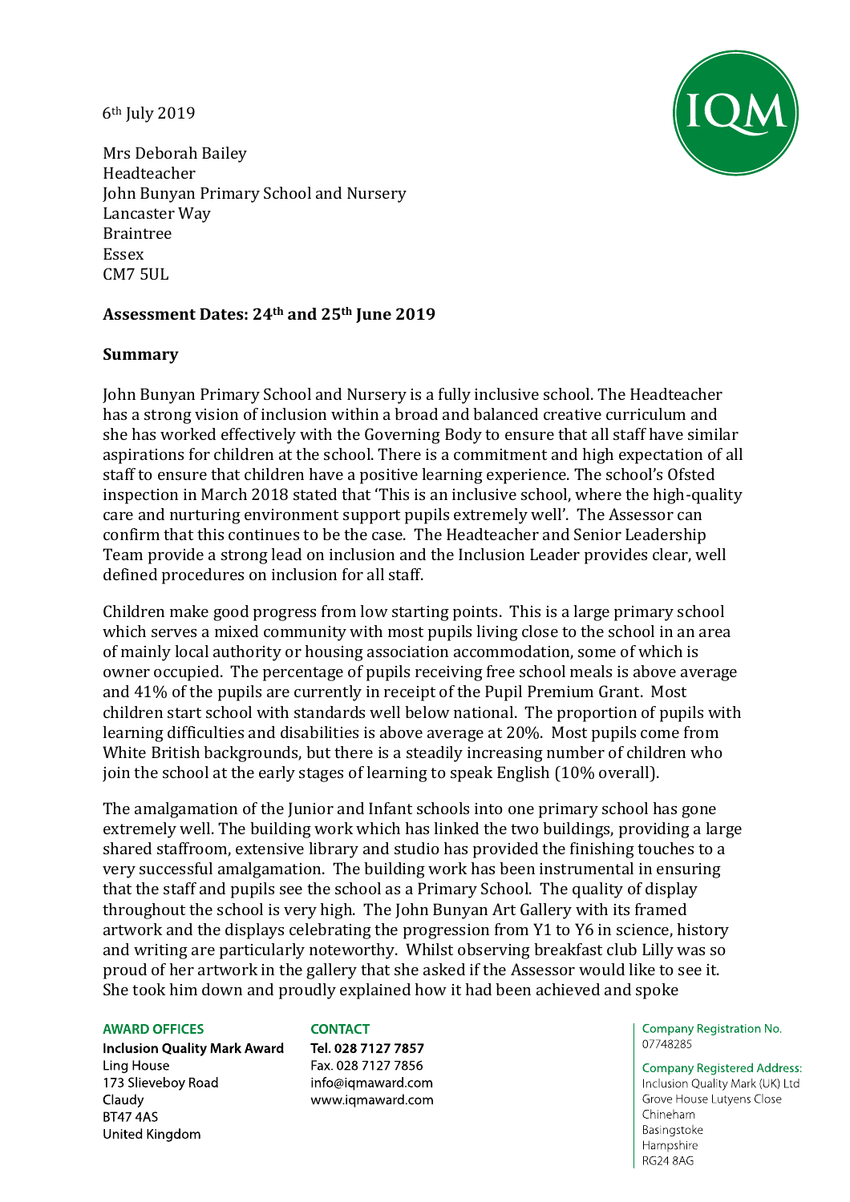6th July 2019

Mrs Deborah Bailey
Headteacher
John Bunyan Primary School and Nursery
Lancaster Way
Braintree
Essex
CM7 5UL

**Assessment Dates: 24th and 25th June 2019**

**Summary**

John Bunyan Primary School and Nursery is a fully inclusive school. The Headteacher has a strong vision of inclusion within a broad and balanced creative curriculum and she has worked effectively with the Governing Body to ensure that all staff have similar aspirations for children at the school. There is a commitment and high expectation of all staff to ensure that children have a positive learning experience. The school's Ofsted inspection in March 2018 stated that 'This is an inclusive school, where the high-quality care and nurturing environment support pupils extremely well'. The Assessor can confirm that this continues to be the case. The Headteacher and Senior Leadership Team provide a strong lead on inclusion and the Inclusion Leader provides clear, well defined procedures on inclusion for all staff.

Children make good progress from low starting points. This is a large primary school which serves a mixed community with most pupils living close to the school in an area of mainly local authority or housing association accommodation, some of which is owner occupied. The percentage of pupils receiving free school meals is above average and 41% of the pupils are currently in receipt of the Pupil Premium Grant. Most children start school with standards well below national. The proportion of pupils with learning difficulties and disabilities is above average at 20%. Most pupils come from White British backgrounds, but there is a steadily increasing number of children who join the school at the early stages of learning to speak English (10% overall).

The amalgamation of the Junior and Infant schools into one primary school has gone extremely well. The building work which has linked the two buildings, providing a large shared staffroom, extensive library and studio has provided the finishing touches to a very successful amalgamation. The building work has been instrumental in ensuring that the staff and pupils see the school as a Primary School. The quality of display throughout the school is very high. The John Bunyan Art Gallery with its framed artwork and the displays celebrating the progression from Y1 to Y6 in science, history and writing are particularly noteworthy. Whilst observing breakfast club Lilly was so proud of her artwork in the gallery that she asked if the Assessor would like to see it. She took him down and proudly explained how it had been achieved and spoke

**AWARD OFFICES**
**Inclusion Quality Mark Award**
Ling House
173 Slieveboy Road
Claudy
BT47 4AS
United Kingdom

**CONTACT**
**Tel. 028 7127 7857**
Fax. 028 7127 7856
info@iqmaward.com
www.iqmaward.com

Company Registration No.
07748285

Company Registered Address:
Inclusion Quality Mark (UK) Ltd
Grove House Lutyens Close
Chineham
Basingstoke
Hampshire
RG24 8AG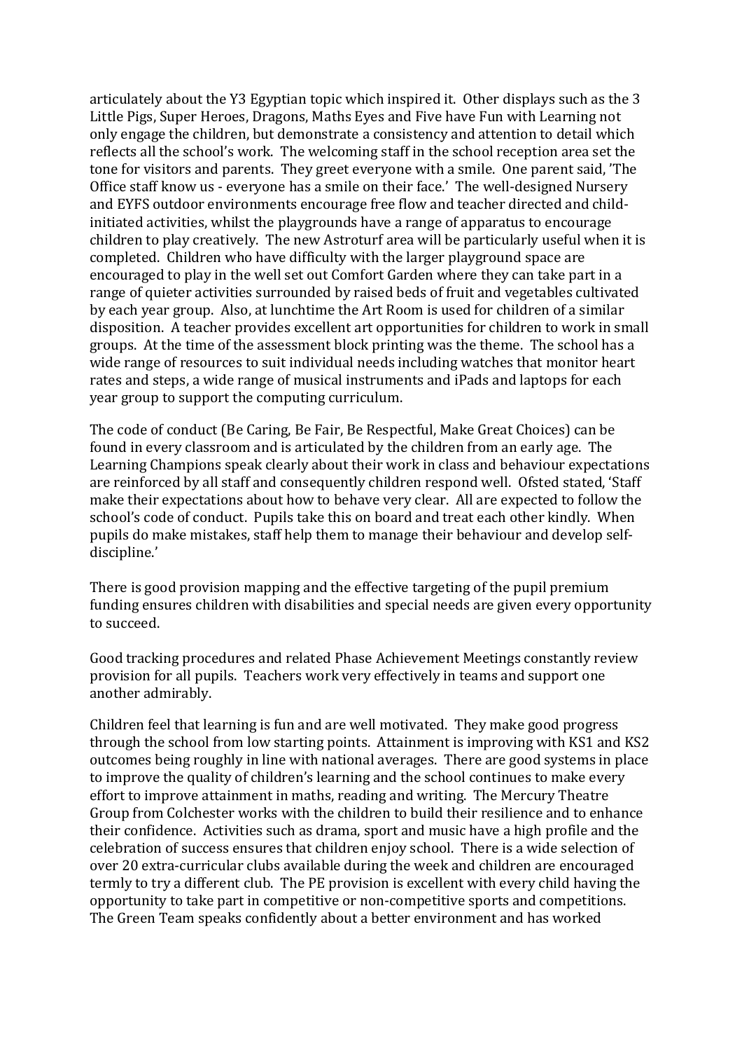articulately about the Y3 Egyptian topic which inspired it. Other displays such as the 3 Little Pigs, Super Heroes, Dragons, Maths Eyes and Five have Fun with Learning not only engage the children, but demonstrate a consistency and attention to detail which reflects all the school's work. The welcoming staff in the school reception area set the tone for visitors and parents. They greet everyone with a smile. One parent said, 'The Office staff know us - everyone has a smile on their face.' The well-designed Nursery and EYFS outdoor environments encourage free flow and teacher directed and child-initiated activities, whilst the playgrounds have a range of apparatus to encourage children to play creatively. The new Astroturf area will be particularly useful when it is completed. Children who have difficulty with the larger playground space are encouraged to play in the well set out Comfort Garden where they can take part in a range of quieter activities surrounded by raised beds of fruit and vegetables cultivated by each year group. Also, at lunchtime the Art Room is used for children of a similar disposition. A teacher provides excellent art opportunities for children to work in small groups. At the time of the assessment block printing was the theme. The school has a wide range of resources to suit individual needs including watches that monitor heart rates and steps, a wide range of musical instruments and iPads and laptops for each year group to support the computing curriculum.

The code of conduct (Be Caring, Be Fair, Be Respectful, Make Great Choices) can be found in every classroom and is articulated by the children from an early age. The Learning Champions speak clearly about their work in class and behaviour expectations are reinforced by all staff and consequently children respond well. Ofsted stated, 'Staff make their expectations about how to behave very clear. All are expected to follow the school's code of conduct. Pupils take this on board and treat each other kindly. When pupils do make mistakes, staff help them to manage their behaviour and develop self-discipline.'

There is good provision mapping and the effective targeting of the pupil premium funding ensures children with disabilities and special needs are given every opportunity to succeed.

Good tracking procedures and related Phase Achievement Meetings constantly review provision for all pupils. Teachers work very effectively in teams and support one another admirably.

Children feel that learning is fun and are well motivated. They make good progress through the school from low starting points. Attainment is improving with KS1 and KS2 outcomes being roughly in line with national averages. There are good systems in place to improve the quality of children's learning and the school continues to make every effort to improve attainment in maths, reading and writing. The Mercury Theatre Group from Colchester works with the children to build their resilience and to enhance their confidence. Activities such as drama, sport and music have a high profile and the celebration of success ensures that children enjoy school. There is a wide selection of over 20 extra-curricular clubs available during the week and children are encouraged termly to try a different club. The PE provision is excellent with every child having the opportunity to take part in competitive or non-competitive sports and competitions. The Green Team speaks confidently about a better environment and has worked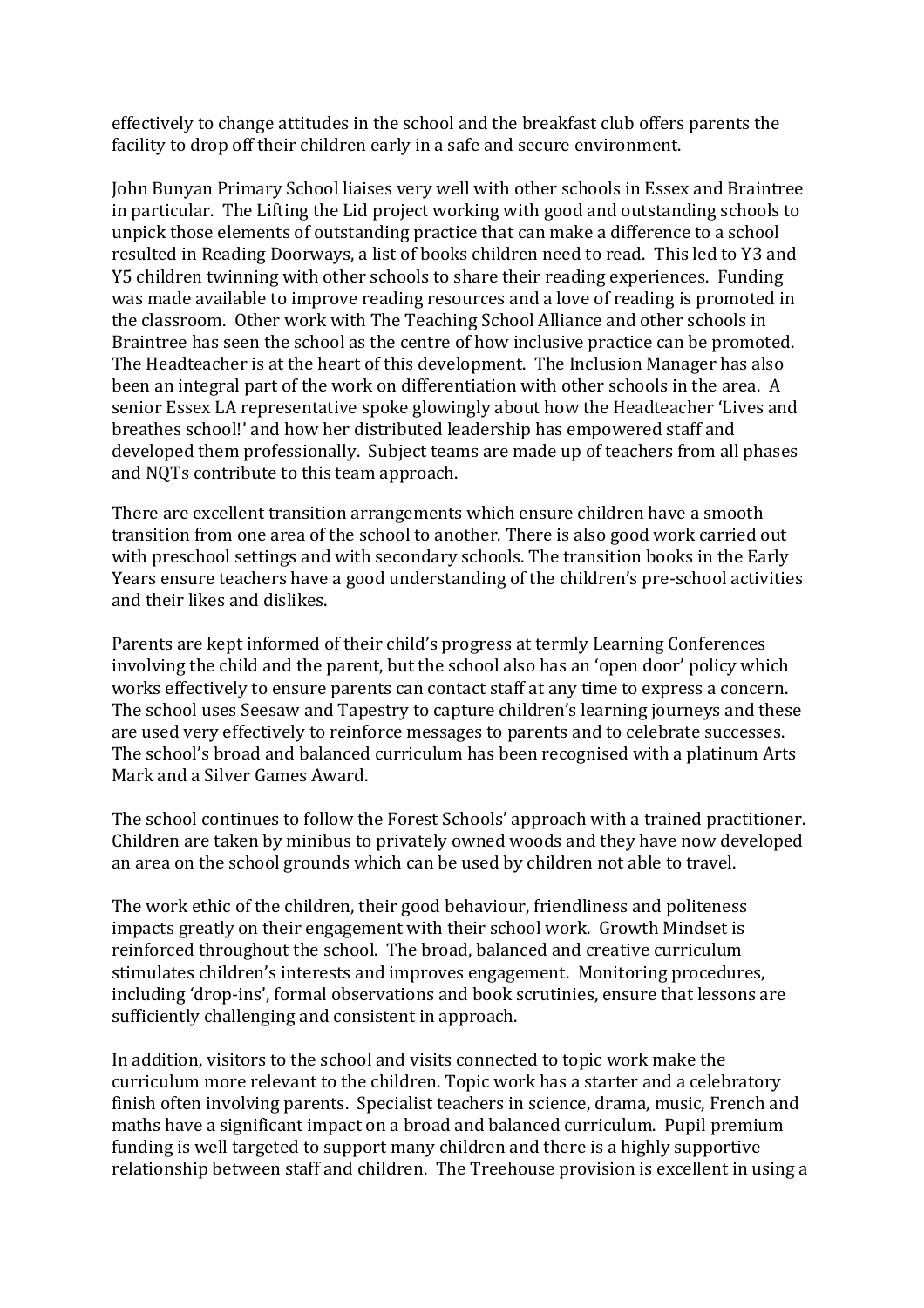effectively to change attitudes in the school and the breakfast club offers parents the facility to drop off their children early in a safe and secure environment.

John Bunyan Primary School liaises very well with other schools in Essex and Braintree in particular. The Lifting the Lid project working with good and outstanding schools to unpick those elements of outstanding practice that can make a difference to a school resulted in Reading Doorways, a list of books children need to read. This led to Y3 and Y5 children twinning with other schools to share their reading experiences. Funding was made available to improve reading resources and a love of reading is promoted in the classroom. Other work with The Teaching School Alliance and other schools in Braintree has seen the school as the centre of how inclusive practice can be promoted. The Headteacher is at the heart of this development. The Inclusion Manager has also been an integral part of the work on differentiation with other schools in the area. A senior Essex LA representative spoke glowingly about how the Headteacher 'Lives and breathes school!' and how her distributed leadership has empowered staff and developed them professionally. Subject teams are made up of teachers from all phases and NQTs contribute to this team approach.

There are excellent transition arrangements which ensure children have a smooth transition from one area of the school to another. There is also good work carried out with preschool settings and with secondary schools. The transition books in the Early Years ensure teachers have a good understanding of the children's pre-school activities and their likes and dislikes.

Parents are kept informed of their child's progress at termly Learning Conferences involving the child and the parent, but the school also has an 'open door' policy which works effectively to ensure parents can contact staff at any time to express a concern. The school uses Seesaw and Tapestry to capture children's learning journeys and these are used very effectively to reinforce messages to parents and to celebrate successes. The school's broad and balanced curriculum has been recognised with a platinum Arts Mark and a Silver Games Award.

The school continues to follow the Forest Schools' approach with a trained practitioner. Children are taken by minibus to privately owned woods and they have now developed an area on the school grounds which can be used by children not able to travel.

The work ethic of the children, their good behaviour, friendliness and politeness impacts greatly on their engagement with their school work. Growth Mindset is reinforced throughout the school. The broad, balanced and creative curriculum stimulates children's interests and improves engagement. Monitoring procedures, including 'drop-ins', formal observations and book scrutinies, ensure that lessons are sufficiently challenging and consistent in approach.

In addition, visitors to the school and visits connected to topic work make the curriculum more relevant to the children. Topic work has a starter and a celebratory finish often involving parents. Specialist teachers in science, drama, music, French and maths have a significant impact on a broad and balanced curriculum. Pupil premium funding is well targeted to support many children and there is a highly supportive relationship between staff and children. The Treehouse provision is excellent in using a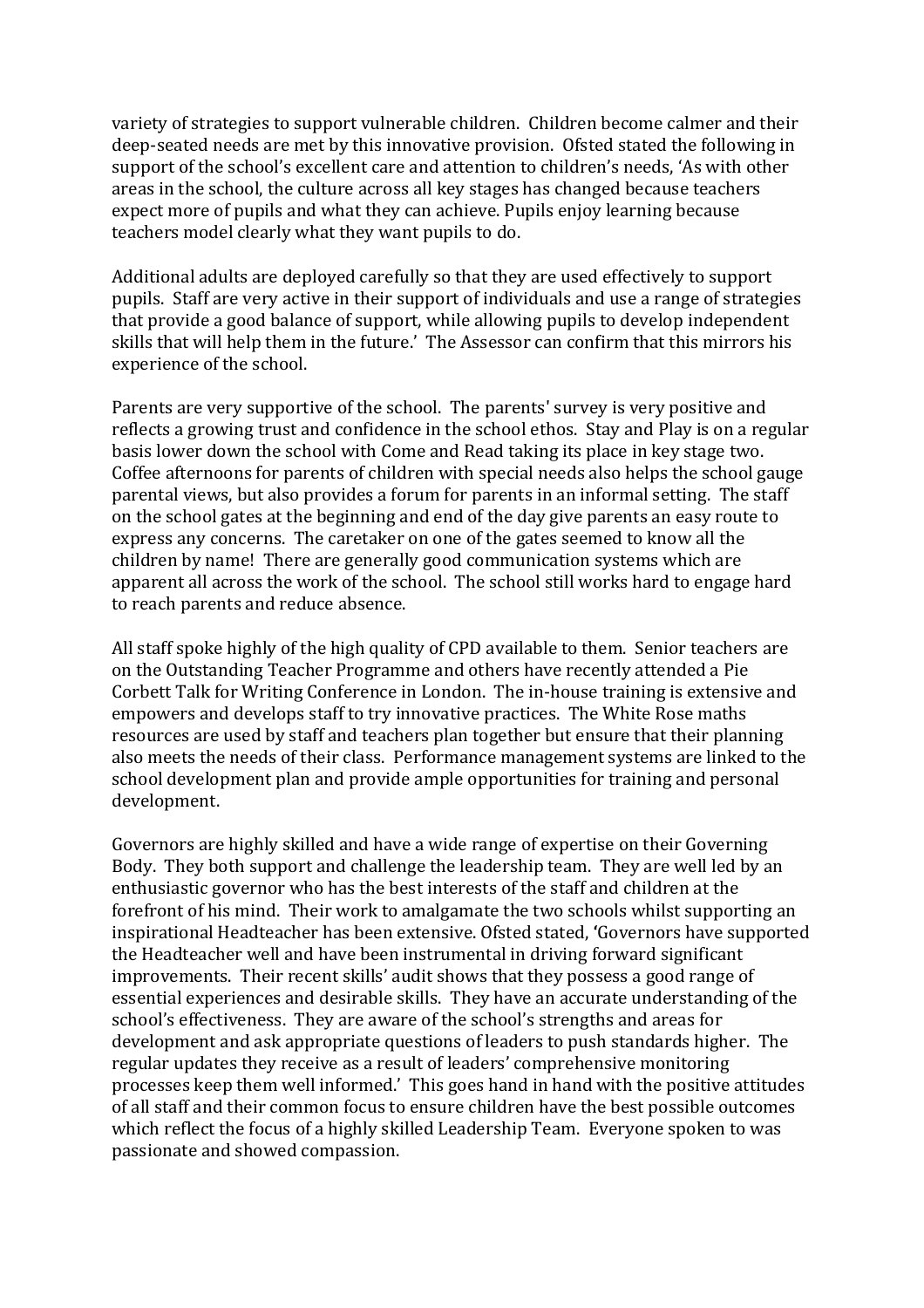variety of strategies to support vulnerable children. Children become calmer and their deep-seated needs are met by this innovative provision. Ofsted stated the following in support of the school's excellent care and attention to children's needs, 'As with other areas in the school, the culture across all key stages has changed because teachers expect more of pupils and what they can achieve. Pupils enjoy learning because teachers model clearly what they want pupils to do.

Additional adults are deployed carefully so that they are used effectively to support pupils. Staff are very active in their support of individuals and use a range of strategies that provide a good balance of support, while allowing pupils to develop independent skills that will help them in the future.' The Assessor can confirm that this mirrors his experience of the school.

Parents are very supportive of the school. The parents' survey is very positive and reflects a growing trust and confidence in the school ethos. Stay and Play is on a regular basis lower down the school with Come and Read taking its place in key stage two. Coffee afternoons for parents of children with special needs also helps the school gauge parental views, but also provides a forum for parents in an informal setting. The staff on the school gates at the beginning and end of the day give parents an easy route to express any concerns. The caretaker on one of the gates seemed to know all the children by name! There are generally good communication systems which are apparent all across the work of the school. The school still works hard to engage hard to reach parents and reduce absence.

All staff spoke highly of the high quality of CPD available to them. Senior teachers are on the Outstanding Teacher Programme and others have recently attended a Pie Corbett Talk for Writing Conference in London. The in-house training is extensive and empowers and develops staff to try innovative practices. The White Rose maths resources are used by staff and teachers plan together but ensure that their planning also meets the needs of their class. Performance management systems are linked to the school development plan and provide ample opportunities for training and personal development.

Governors are highly skilled and have a wide range of expertise on their Governing Body. They both support and challenge the leadership team. They are well led by an enthusiastic governor who has the best interests of the staff and children at the forefront of his mind. Their work to amalgamate the two schools whilst supporting an inspirational Headteacher has been extensive. Ofsted stated, 'Governors have supported the Headteacher well and have been instrumental in driving forward significant improvements. Their recent skills' audit shows that they possess a good range of essential experiences and desirable skills. They have an accurate understanding of the school's effectiveness. They are aware of the school's strengths and areas for development and ask appropriate questions of leaders to push standards higher. The regular updates they receive as a result of leaders' comprehensive monitoring processes keep them well informed.' This goes hand in hand with the positive attitudes of all staff and their common focus to ensure children have the best possible outcomes which reflect the focus of a highly skilled Leadership Team. Everyone spoken to was passionate and showed compassion.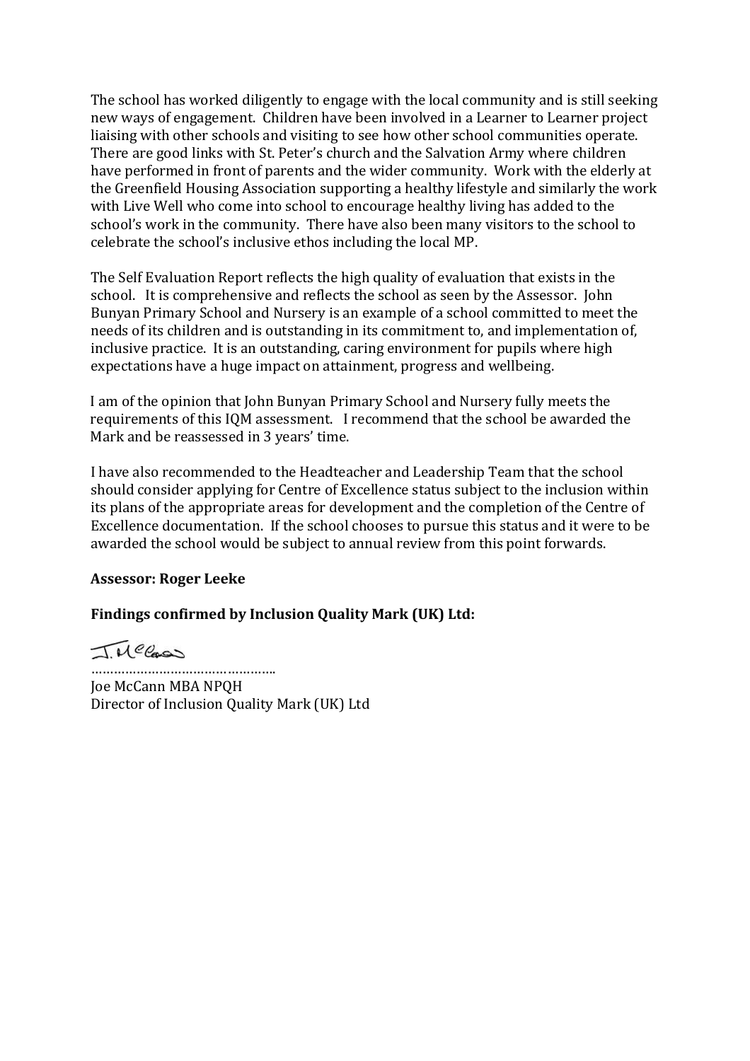The school has worked diligently to engage with the local community and is still seeking new ways of engagement. Children have been involved in a Learner to Learner project liaising with other schools and visiting to see how other school communities operate. There are good links with St. Peter's church and the Salvation Army where children have performed in front of parents and the wider community. Work with the elderly at the Greenfield Housing Association supporting a healthy lifestyle and similarly the work with Live Well who come into school to encourage healthy living has added to the school's work in the community. There have also been many visitors to the school to celebrate the school's inclusive ethos including the local MP.

The Self Evaluation Report reflects the high quality of evaluation that exists in the school. It is comprehensive and reflects the school as seen by the Assessor. John Bunyan Primary School and Nursery is an example of a school committed to meet the needs of its children and is outstanding in its commitment to, and implementation of, inclusive practice. It is an outstanding, caring environment for pupils where high expectations have a huge impact on attainment, progress and wellbeing.

I am of the opinion that John Bunyan Primary School and Nursery fully meets the requirements of this IQM assessment. I recommend that the school be awarded the Mark and be reassessed in 3 years' time.

I have also recommended to the Headteacher and Leadership Team that the school should consider applying for Centre of Excellence status subject to the inclusion within its plans of the appropriate areas for development and the completion of the Centre of Excellence documentation. If the school chooses to pursue this status and it were to be awarded the school would be subject to annual review from this point forwards.

**Assessor: Roger Leeke**

**Findings confirmed by Inclusion Quality Mark (UK) Ltd:**

J. McCann

…………………………………………..

Joe McCann MBA NPQH
Director of Inclusion Quality Mark (UK) Ltd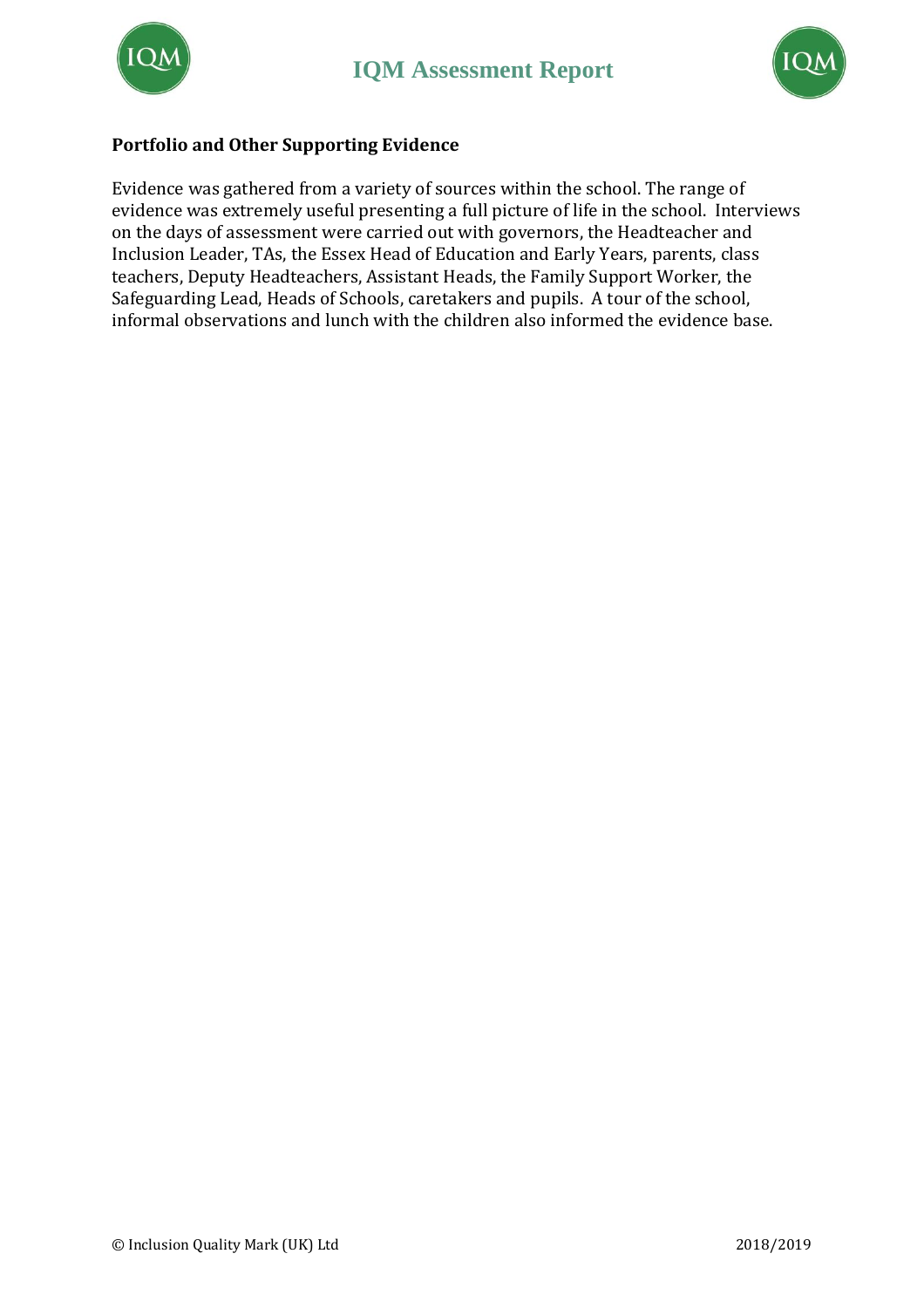**Portfolio and Other Supporting Evidence**

Evidence was gathered from a variety of sources within the school. The range of evidence was extremely useful presenting a full picture of life in the school. Interviews on the days of assessment were carried out with governors, the Headteacher and Inclusion Leader, TAs, the Essex Head of Education and Early Years, parents, class teachers, Deputy Headteachers, Assistant Heads, the Family Support Worker, the Safeguarding Lead, Heads of Schools, caretakers and pupils. A tour of the school, informal observations and lunch with the children also informed the evidence base.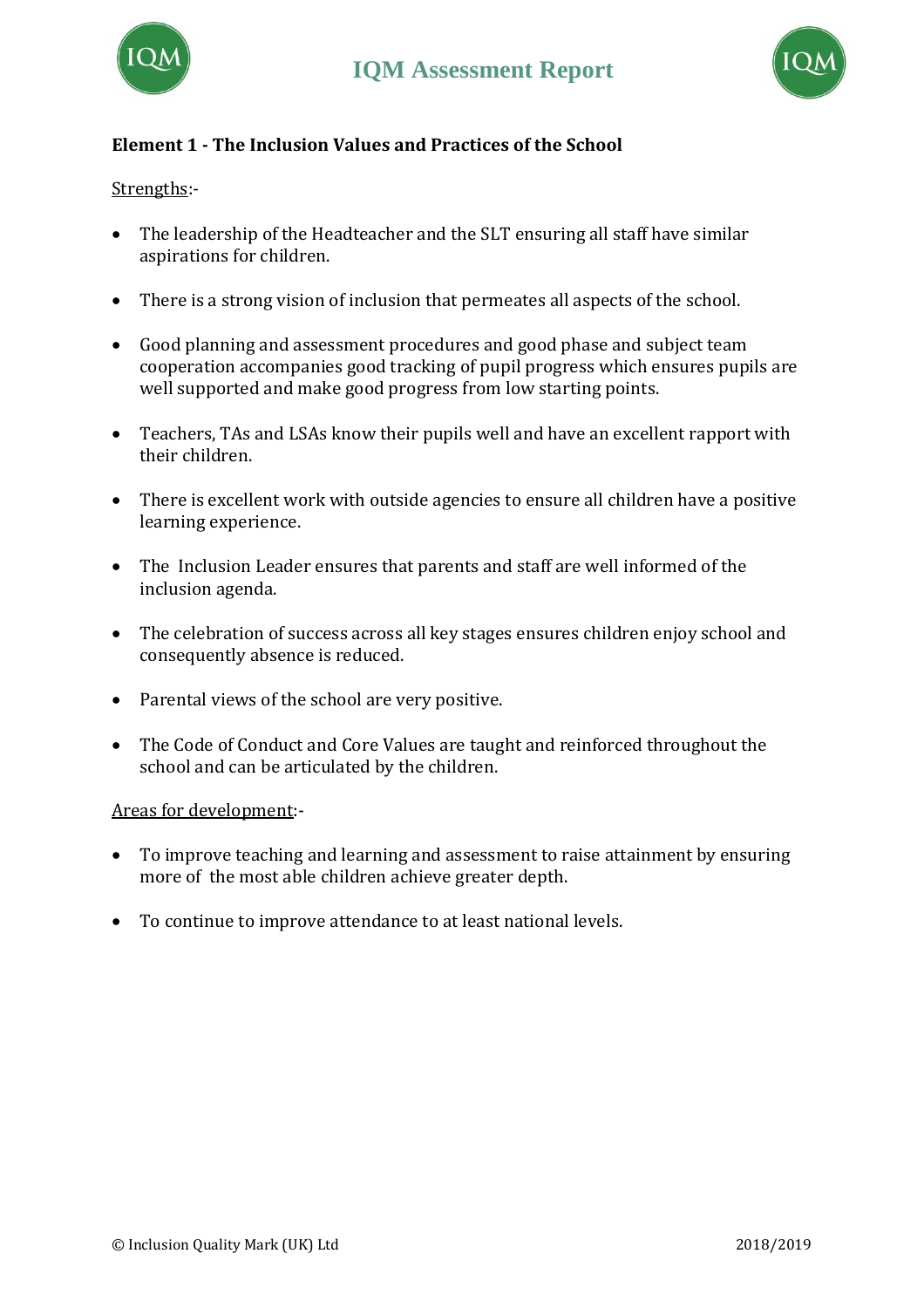## Element 1 - The Inclusion Values and Practices of the School

Strengths:-

- The leadership of the Headteacher and the SLT ensuring all staff have similar aspirations for children.

- There is a strong vision of inclusion that permeates all aspects of the school.

- Good planning and assessment procedures and good phase and subject team cooperation accompanies good tracking of pupil progress which ensures pupils are well supported and make good progress from low starting points.

- Teachers, TAs and LSAs know their pupils well and have an excellent rapport with their children.

- There is excellent work with outside agencies to ensure all children have a positive learning experience.

- The Inclusion Leader ensures that parents and staff are well informed of the inclusion agenda.

- The celebration of success across all key stages ensures children enjoy school and consequently absence is reduced.

- Parental views of the school are very positive.

- The Code of Conduct and Core Values are taught and reinforced throughout the school and can be articulated by the children.

Areas for development:-

- To improve teaching and learning and assessment to raise attainment by ensuring more of the most able children achieve greater depth.

- To continue to improve attendance to at least national levels.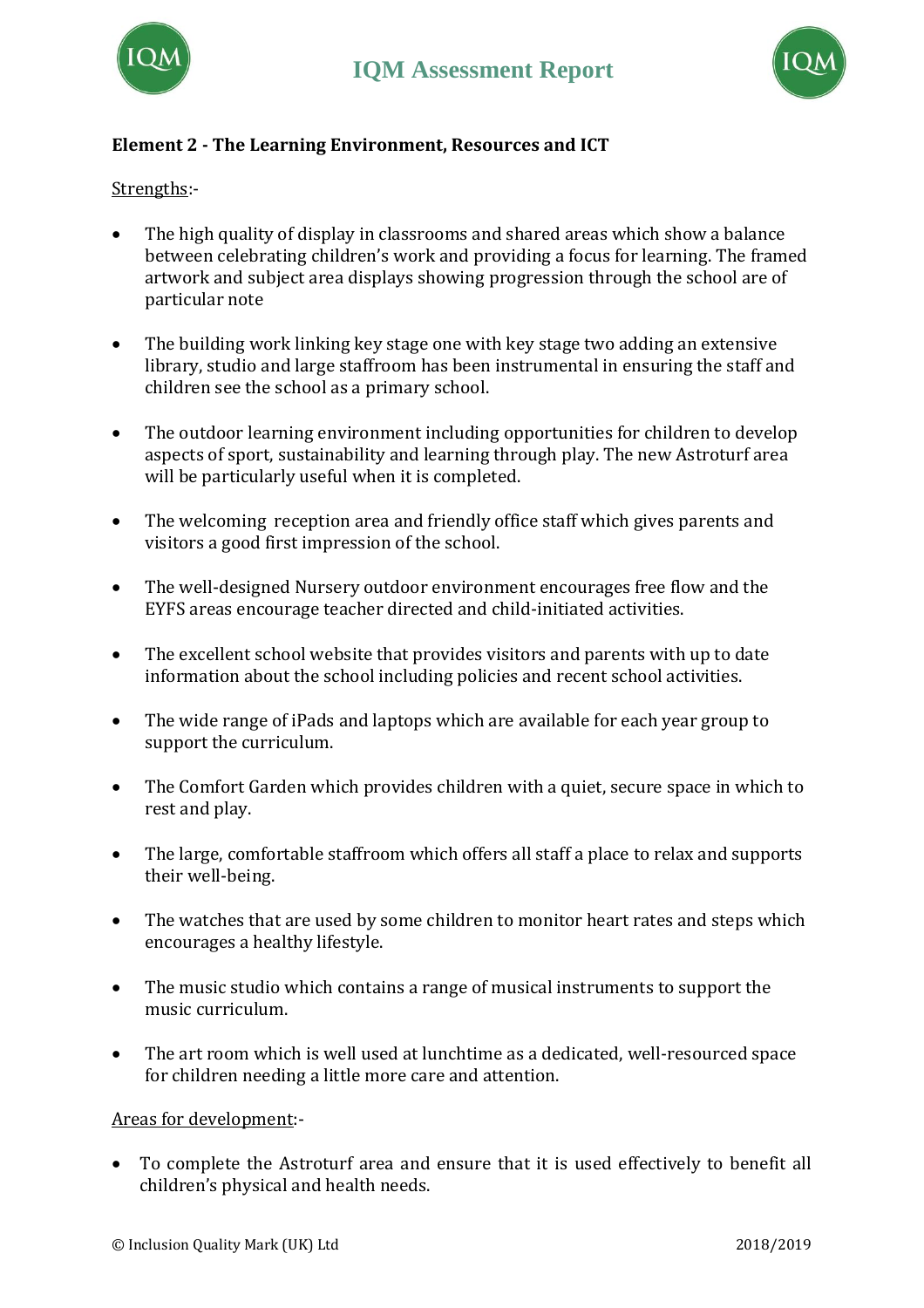**Element 2 - The Learning Environment, Resources and ICT**

Strengths:-

- The high quality of display in classrooms and shared areas which show a balance between celebrating children's work and providing a focus for learning. The framed artwork and subject area displays showing progression through the school are of particular note
- The building work linking key stage one with key stage two adding an extensive library, studio and large staffroom has been instrumental in ensuring the staff and children see the school as a primary school.
- The outdoor learning environment including opportunities for children to develop aspects of sport, sustainability and learning through play. The new Astroturf area will be particularly useful when it is completed.
- The welcoming reception area and friendly office staff which gives parents and visitors a good first impression of the school.
- The well-designed Nursery outdoor environment encourages free flow and the EYFS areas encourage teacher directed and child-initiated activities.
- The excellent school website that provides visitors and parents with up to date information about the school including policies and recent school activities.
- The wide range of iPads and laptops which are available for each year group to support the curriculum.
- The Comfort Garden which provides children with a quiet, secure space in which to rest and play.
- The large, comfortable staffroom which offers all staff a place to relax and supports their well-being.
- The watches that are used by some children to monitor heart rates and steps which encourages a healthy lifestyle.
- The music studio which contains a range of musical instruments to support the music curriculum.
- The art room which is well used at lunchtime as a dedicated, well-resourced space for children needing a little more care and attention.

Areas for development:-

- To complete the Astroturf area and ensure that it is used effectively to benefit all children's physical and health needs.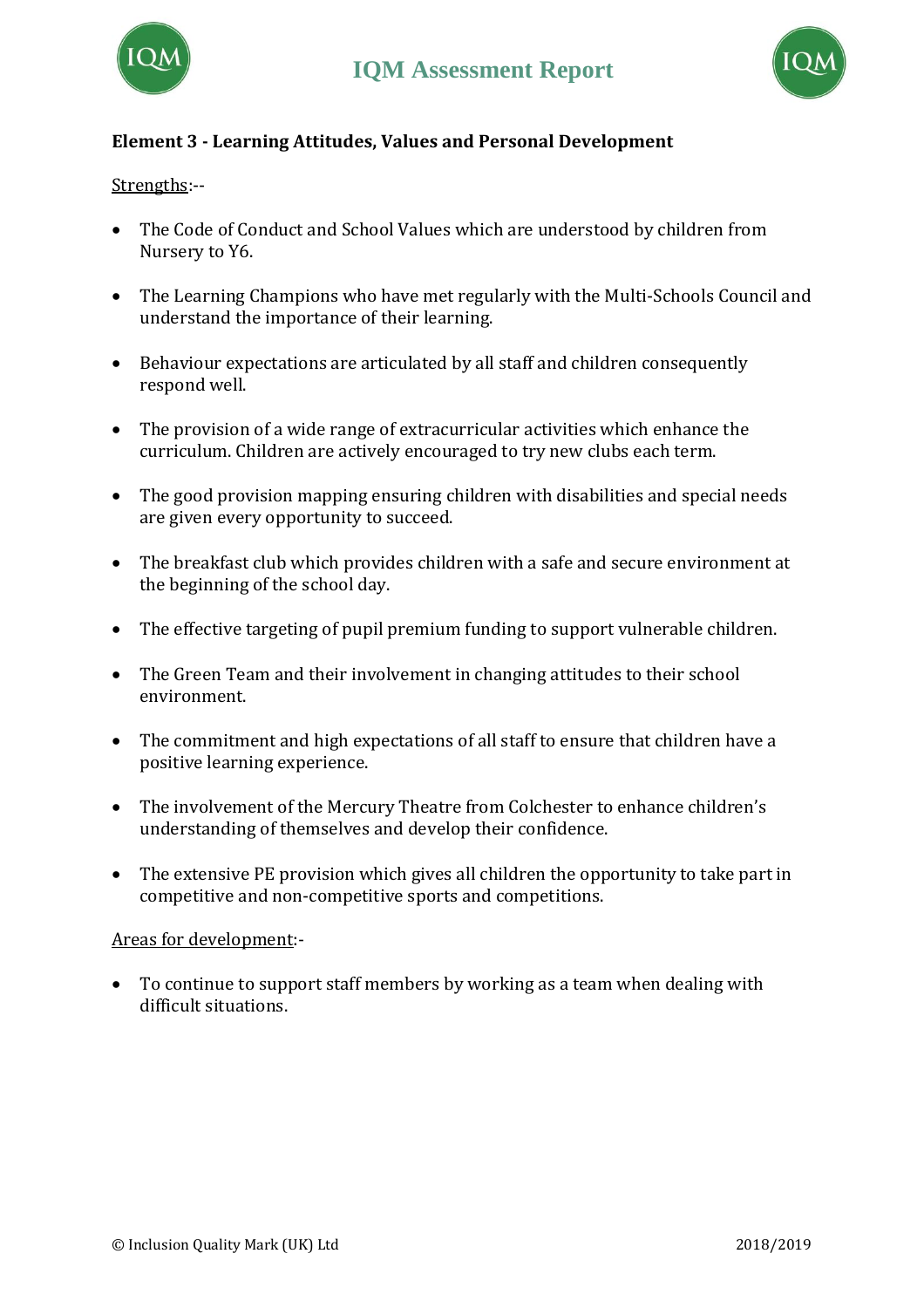**Element 3 - Learning Attitudes, Values and Personal Development**

Strengths:--

- The Code of Conduct and School Values which are understood by children from Nursery to Y6.
- The Learning Champions who have met regularly with the Multi-Schools Council and understand the importance of their learning.
- Behaviour expectations are articulated by all staff and children consequently respond well.
- The provision of a wide range of extracurricular activities which enhance the curriculum. Children are actively encouraged to try new clubs each term.
- The good provision mapping ensuring children with disabilities and special needs are given every opportunity to succeed.
- The breakfast club which provides children with a safe and secure environment at the beginning of the school day.
- The effective targeting of pupil premium funding to support vulnerable children.
- The Green Team and their involvement in changing attitudes to their school environment.
- The commitment and high expectations of all staff to ensure that children have a positive learning experience.
- The involvement of the Mercury Theatre from Colchester to enhance children's understanding of themselves and develop their confidence.
- The extensive PE provision which gives all children the opportunity to take part in competitive and non-competitive sports and competitions.

Areas for development:-

- To continue to support staff members by working as a team when dealing with difficult situations.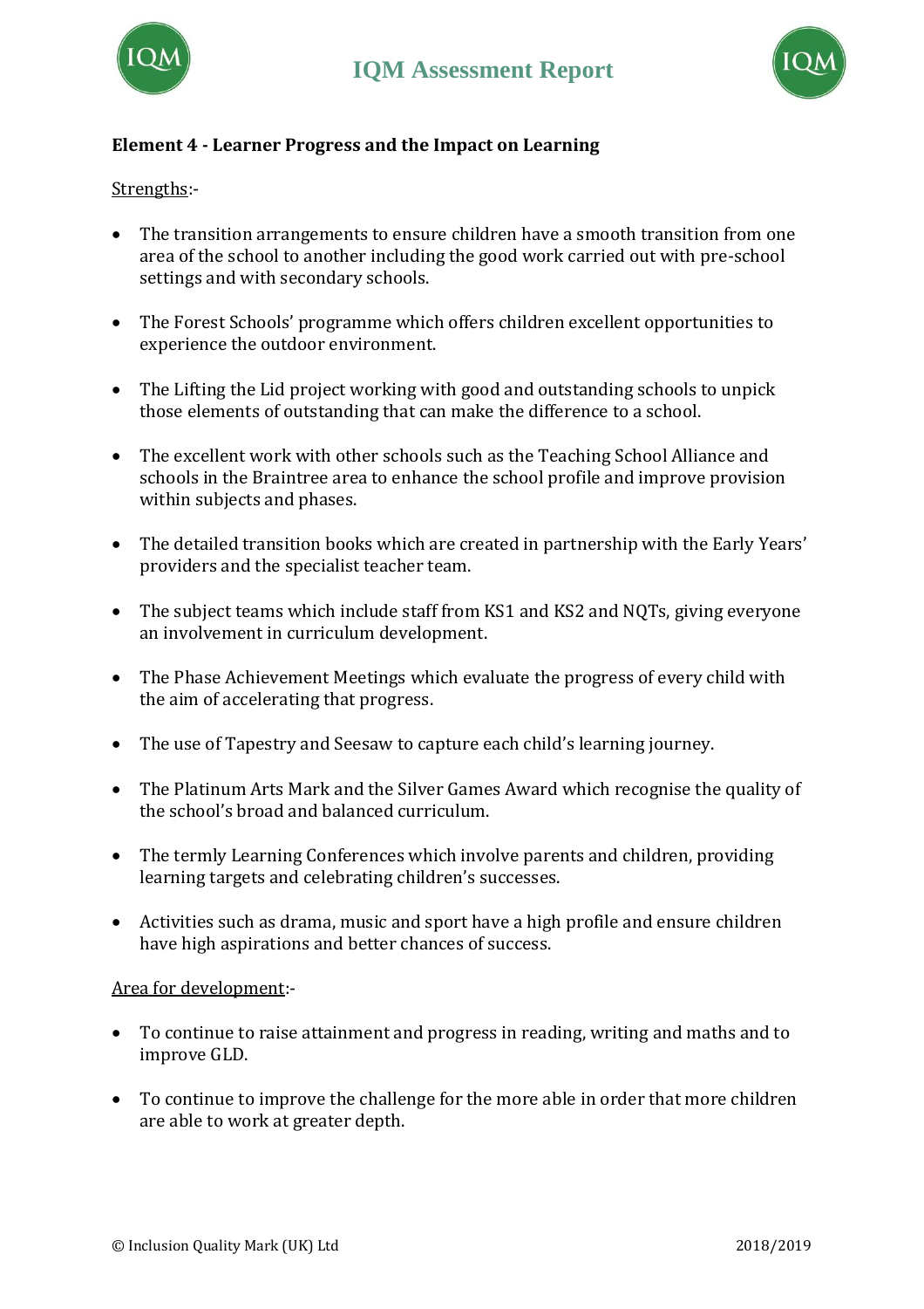**Element 4 - Learner Progress and the Impact on Learning**

Strengths:-

- The transition arrangements to ensure children have a smooth transition from one area of the school to another including the good work carried out with pre-school settings and with secondary schools.

- The Forest Schools' programme which offers children excellent opportunities to experience the outdoor environment.

- The Lifting the Lid project working with good and outstanding schools to unpick those elements of outstanding that can make the difference to a school.

- The excellent work with other schools such as the Teaching School Alliance and schools in the Braintree area to enhance the school profile and improve provision within subjects and phases.

- The detailed transition books which are created in partnership with the Early Years' providers and the specialist teacher team.

- The subject teams which include staff from KS1 and KS2 and NQTs, giving everyone an involvement in curriculum development.

- The Phase Achievement Meetings which evaluate the progress of every child with the aim of accelerating that progress.

- The use of Tapestry and Seesaw to capture each child's learning journey.

- The Platinum Arts Mark and the Silver Games Award which recognise the quality of the school's broad and balanced curriculum.

- The termly Learning Conferences which involve parents and children, providing learning targets and celebrating children's successes.

- Activities such as drama, music and sport have a high profile and ensure children have high aspirations and better chances of success.

Area for development:-

- To continue to raise attainment and progress in reading, writing and maths and to improve GLD.

- To continue to improve the challenge for the more able in order that more children are able to work at greater depth.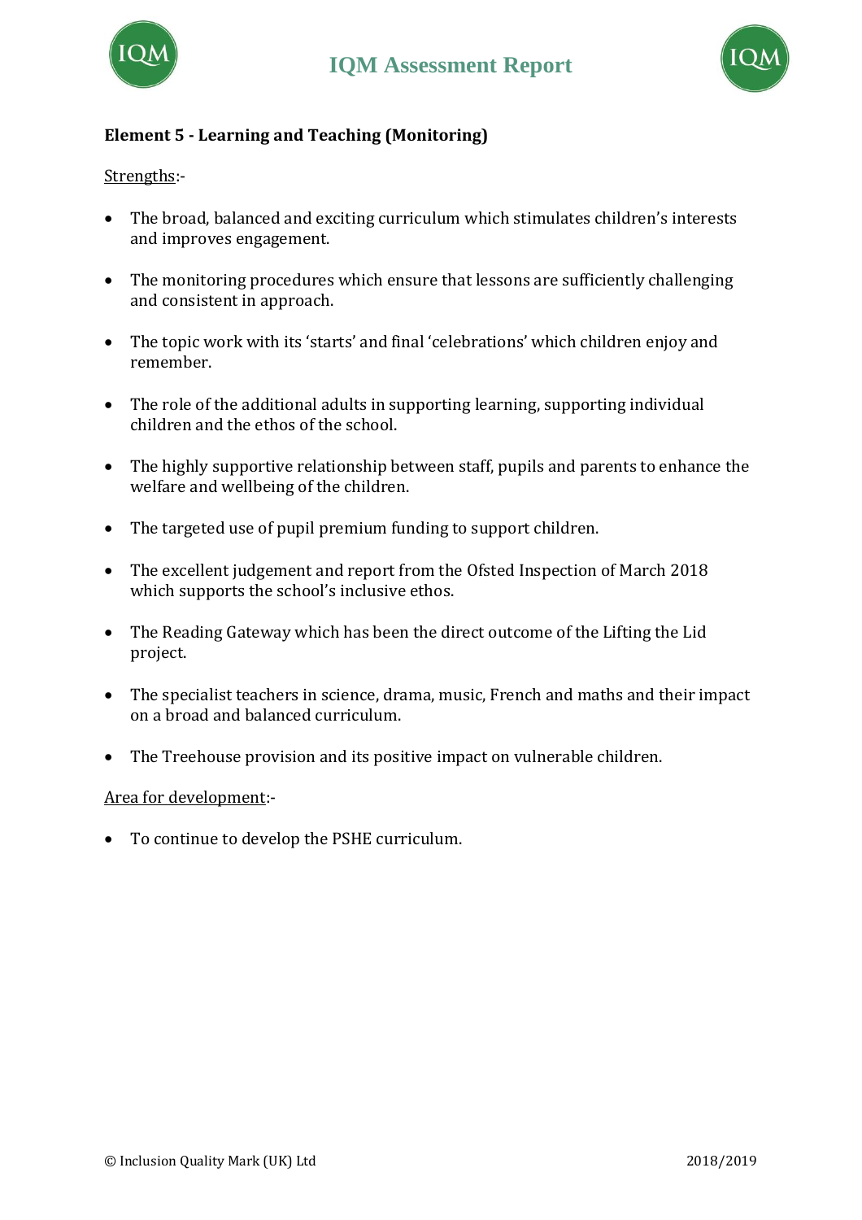**Element 5 - Learning and Teaching (Monitoring)**

Strengths:-

- The broad, balanced and exciting curriculum which stimulates children's interests and improves engagement.
- The monitoring procedures which ensure that lessons are sufficiently challenging and consistent in approach.
- The topic work with its 'starts' and final 'celebrations' which children enjoy and remember.
- The role of the additional adults in supporting learning, supporting individual children and the ethos of the school.
- The highly supportive relationship between staff, pupils and parents to enhance the welfare and wellbeing of the children.
- The targeted use of pupil premium funding to support children.
- The excellent judgement and report from the Ofsted Inspection of March 2018 which supports the school's inclusive ethos.
- The Reading Gateway which has been the direct outcome of the Lifting the Lid project.
- The specialist teachers in science, drama, music, French and maths and their impact on a broad and balanced curriculum.
- The Treehouse provision and its positive impact on vulnerable children.

Area for development:-

- To continue to develop the PSHE curriculum.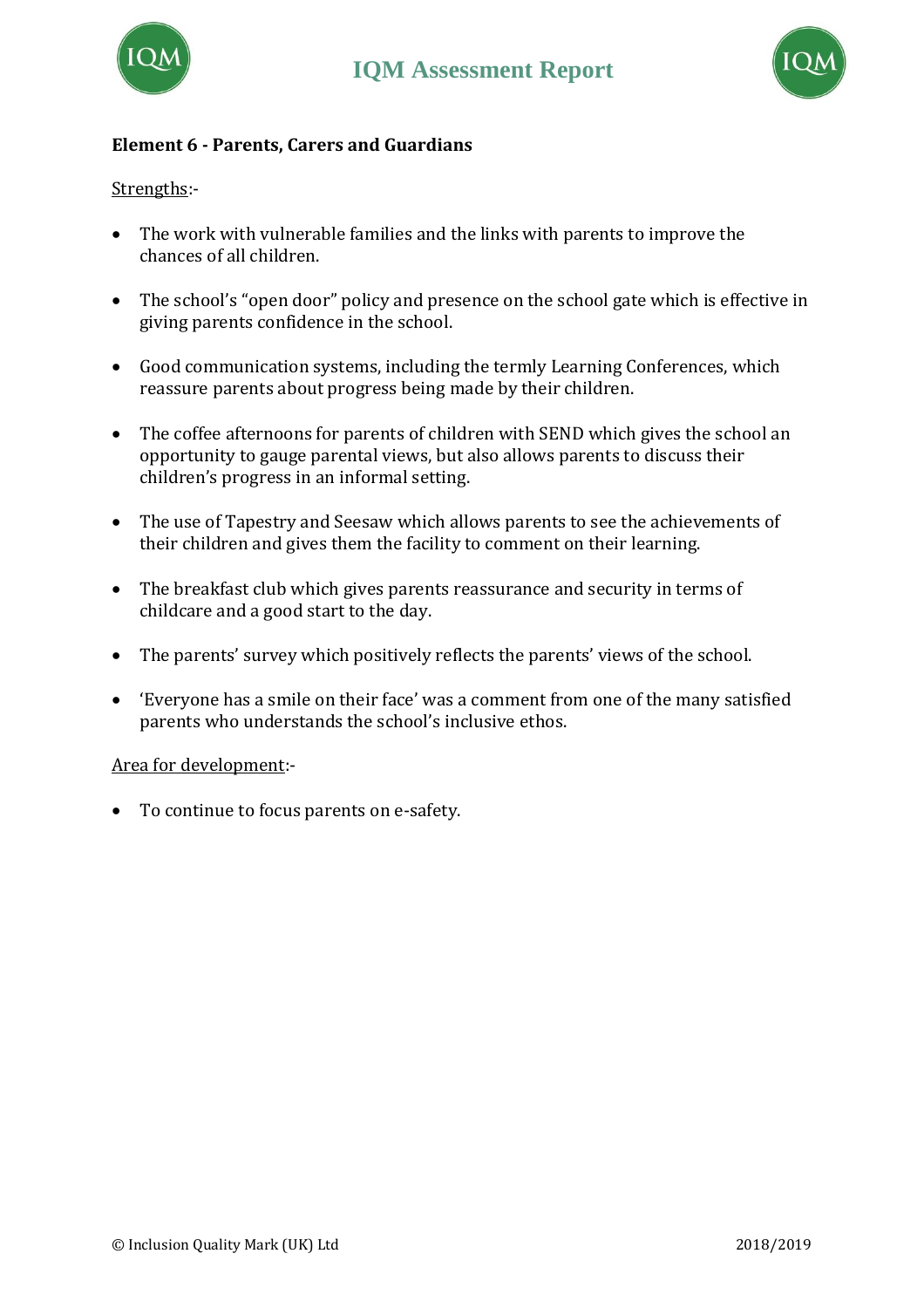**Element 6 - Parents, Carers and Guardians**

Strengths:-

- The work with vulnerable families and the links with parents to improve the chances of all children.
- The school's "open door" policy and presence on the school gate which is effective in giving parents confidence in the school.
- Good communication systems, including the termly Learning Conferences, which reassure parents about progress being made by their children.
- The coffee afternoons for parents of children with SEND which gives the school an opportunity to gauge parental views, but also allows parents to discuss their children's progress in an informal setting.
- The use of Tapestry and Seesaw which allows parents to see the achievements of their children and gives them the facility to comment on their learning.
- The breakfast club which gives parents reassurance and security in terms of childcare and a good start to the day.
- The parents' survey which positively reflects the parents' views of the school.
- 'Everyone has a smile on their face' was a comment from one of the many satisfied parents who understands the school's inclusive ethos.

Area for development:-

- To continue to focus parents on e-safety.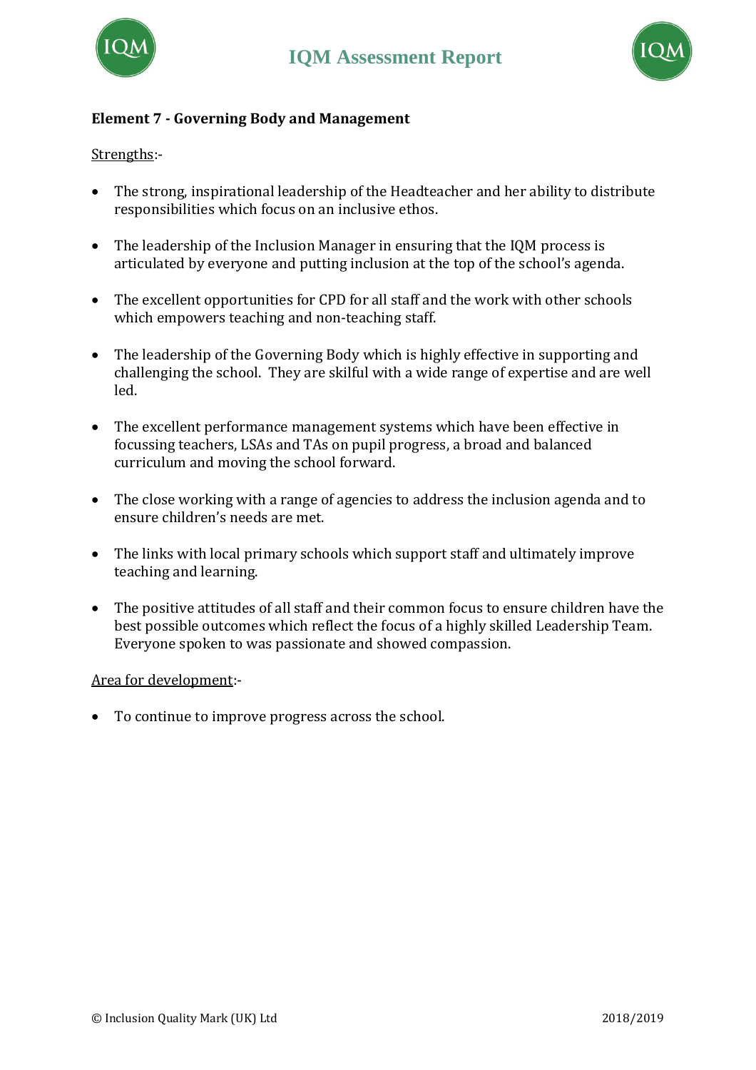**Element 7 - Governing Body and Management**

<u>Strengths</u>:-

- The strong, inspirational leadership of the Headteacher and her ability to distribute responsibilities which focus on an inclusive ethos.
- The leadership of the Inclusion Manager in ensuring that the IQM process is articulated by everyone and putting inclusion at the top of the school's agenda.
- The excellent opportunities for CPD for all staff and the work with other schools which empowers teaching and non-teaching staff.
- The leadership of the Governing Body which is highly effective in supporting and challenging the school. They are skilful with a wide range of expertise and are well led.
- The excellent performance management systems which have been effective in focussing teachers, LSAs and TAs on pupil progress, a broad and balanced curriculum and moving the school forward.
- The close working with a range of agencies to address the inclusion agenda and to ensure children's needs are met.
- The links with local primary schools which support staff and ultimately improve teaching and learning.
- The positive attitudes of all staff and their common focus to ensure children have the best possible outcomes which reflect the focus of a highly skilled Leadership Team. Everyone spoken to was passionate and showed compassion.

<u>Area for development</u>:-

- To continue to improve progress across the school.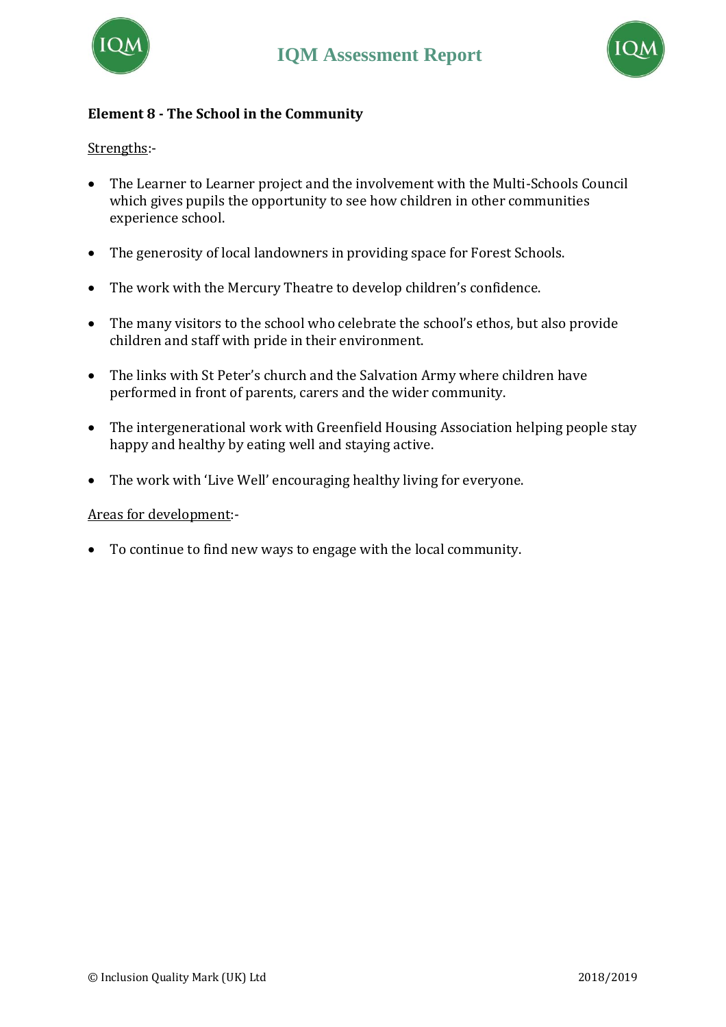**Element 8 - The School in the Community**

Strengths:-

- The Learner to Learner project and the involvement with the Multi-Schools Council which gives pupils the opportunity to see how children in other communities experience school.
- The generosity of local landowners in providing space for Forest Schools.
- The work with the Mercury Theatre to develop children's confidence.
- The many visitors to the school who celebrate the school's ethos, but also provide children and staff with pride in their environment.
- The links with St Peter's church and the Salvation Army where children have performed in front of parents, carers and the wider community.
- The intergenerational work with Greenfield Housing Association helping people stay happy and healthy by eating well and staying active.
- The work with 'Live Well' encouraging healthy living for everyone.

Areas for development:-

- To continue to find new ways to engage with the local community.